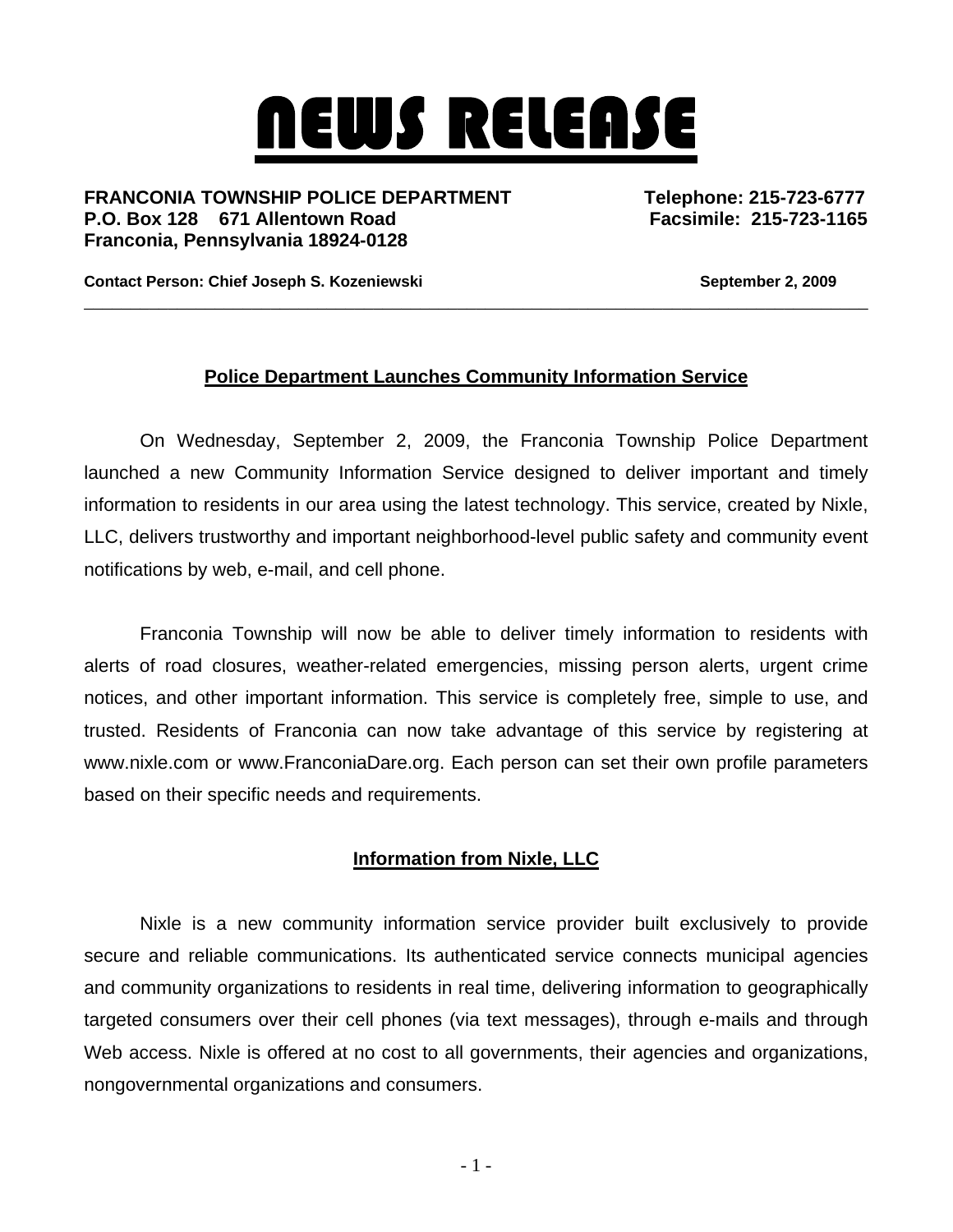# NEWS RELEASE

**FRANCONIA TOWNSHIP POLICE DEPARTMENT**
**P.O. Box 128 671 Allentown Road**
**Franconia, Pennsylvania 18924-0128**

**Telephone: 215-723-6777**
**Facsimile: 215-723-1165**

**Contact Person: Chief Joseph S. Kozeniewski** **September 2, 2009**

---

## Police Department Launches Community Information Service

On Wednesday, September 2, 2009, the Franconia Township Police Department launched a new Community Information Service designed to deliver important and timely information to residents in our area using the latest technology. This service, created by Nixle, LLC, delivers trustworthy and important neighborhood-level public safety and community event notifications by web, e-mail, and cell phone.

Franconia Township will now be able to deliver timely information to residents with alerts of road closures, weather-related emergencies, missing person alerts, urgent crime notices, and other important information. This service is completely free, simple to use, and trusted. Residents of Franconia can now take advantage of this service by registering at www.nixle.com or www.FranconiaDare.org. Each person can set their own profile parameters based on their specific needs and requirements.

## Information from Nixle, LLC

Nixle is a new community information service provider built exclusively to provide secure and reliable communications. Its authenticated service connects municipal agencies and community organizations to residents in real time, delivering information to geographically targeted consumers over their cell phones (via text messages), through e-mails and through Web access. Nixle is offered at no cost to all governments, their agencies and organizations, nongovernmental organizations and consumers.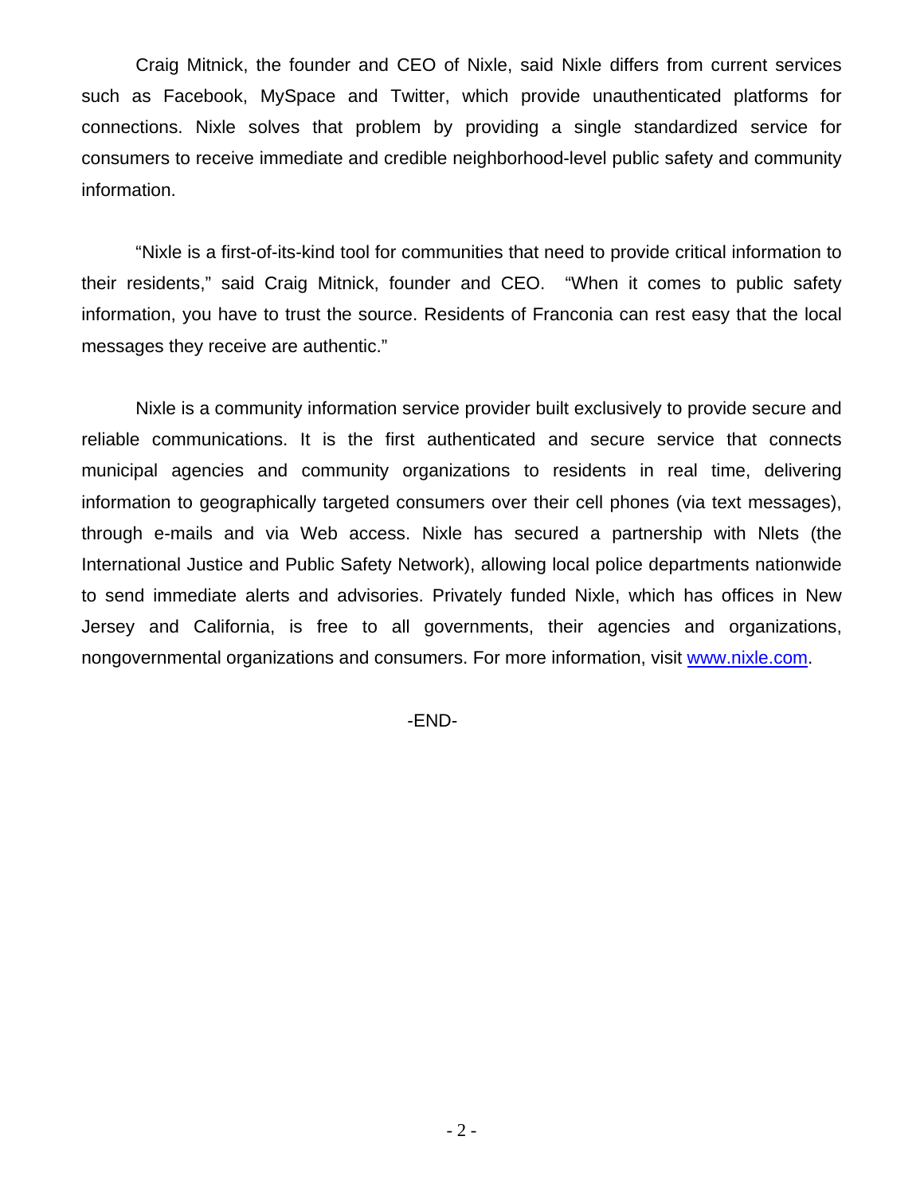Craig Mitnick, the founder and CEO of Nixle, said Nixle differs from current services such as Facebook, MySpace and Twitter, which provide unauthenticated platforms for connections. Nixle solves that problem by providing a single standardized service for consumers to receive immediate and credible neighborhood-level public safety and community information.

"Nixle is a first-of-its-kind tool for communities that need to provide critical information to their residents," said Craig Mitnick, founder and CEO. "When it comes to public safety information, you have to trust the source. Residents of Franconia can rest easy that the local messages they receive are authentic."

Nixle is a community information service provider built exclusively to provide secure and reliable communications. It is the first authenticated and secure service that connects municipal agencies and community organizations to residents in real time, delivering information to geographically targeted consumers over their cell phones (via text messages), through e-mails and via Web access. Nixle has secured a partnership with Nlets (the International Justice and Public Safety Network), allowing local police departments nationwide to send immediate alerts and advisories. Privately funded Nixle, which has offices in New Jersey and California, is free to all governments, their agencies and organizations, nongovernmental organizations and consumers. For more information, visit www.nixle.com.

-END-